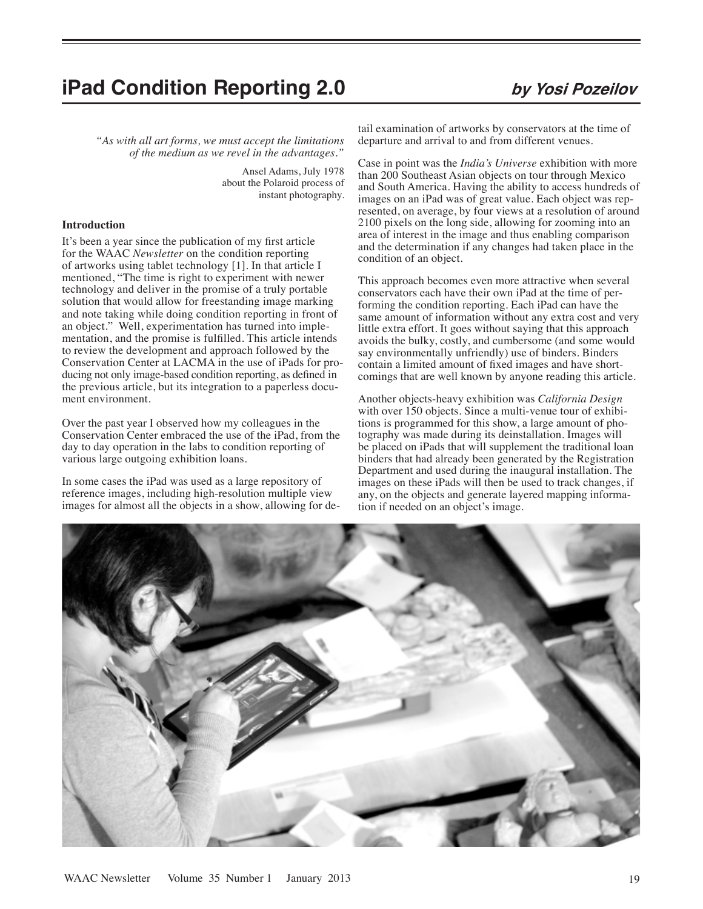# iPad Condition Reporting 2.0

***by Yosi Pozeilov***

*"As with all art forms, we must accept the limitations of the medium as we revel in the advantages."*

Ansel Adams, July 1978
about the Polaroid process of
instant photography.

**Introduction**

It's been a year since the publication of my first article for the WAAC *Newsletter* on the condition reporting of artworks using tablet technology [1]. In that article I mentioned, "The time is right to experiment with newer technology and deliver in the promise of a truly portable solution that would allow for freestanding image marking and note taking while doing condition reporting in front of an object." Well, experimentation has turned into implementation, and the promise is fulfilled. This article intends to review the development and approach followed by the Conservation Center at LACMA in the use of iPads for producing not only image-based condition reporting, as defined in the previous article, but its integration to a paperless document environment.

Over the past year I observed how my colleagues in the Conservation Center embraced the use of the iPad, from the day to day operation in the labs to condition reporting of various large outgoing exhibition loans.

In some cases the iPad was used as a large repository of reference images, including high-resolution multiple view images for almost all the objects in a show, allowing for detail examination of artworks by conservators at the time of departure and arrival to and from different venues.

Case in point was the *India's Universe* exhibition with more than 200 Southeast Asian objects on tour through Mexico and South America. Having the ability to access hundreds of images on an iPad was of great value. Each object was represented, on average, by four views at a resolution of around 2100 pixels on the long side, allowing for zooming into an area of interest in the image and thus enabling comparison and the determination if any changes had taken place in the condition of an object.

This approach becomes even more attractive when several conservators each have their own iPad at the time of performing the condition reporting. Each iPad can have the same amount of information without any extra cost and very little extra effort. It goes without saying that this approach avoids the bulky, costly, and cumbersome (and some would say environmentally unfriendly) use of binders. Binders contain a limited amount of fixed images and have shortcomings that are well known by anyone reading this article.

Another objects-heavy exhibition was *California Design* with over 150 objects. Since a multi-venue tour of exhibitions is programmed for this show, a large amount of photography was made during its deinstallation. Images will be placed on iPads that will supplement the traditional loan binders that had already been generated by the Registration Department and used during the inaugural installation. The images on these iPads will then be used to track changes, if any, on the objects and generate layered mapping information if needed on an object's image.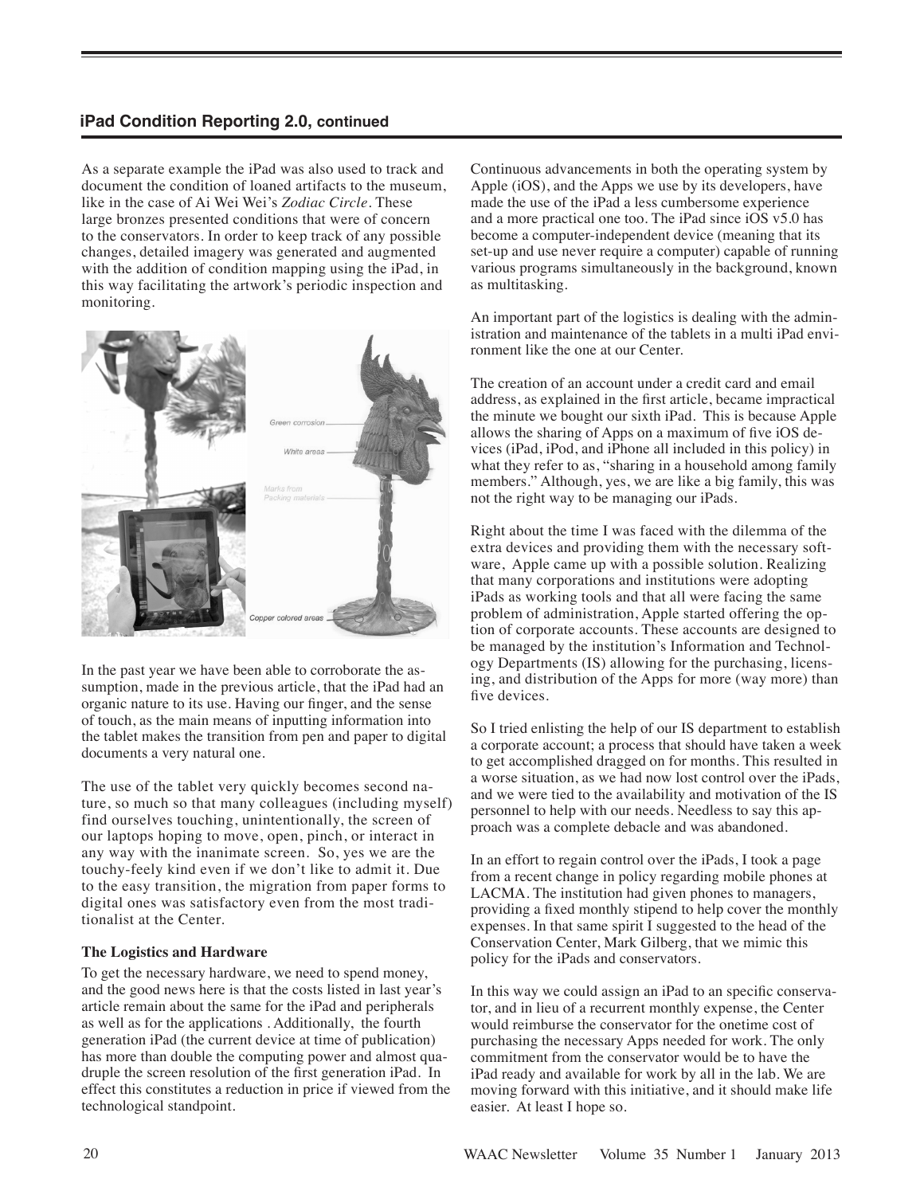## iPad Condition Reporting 2.0, continued

As a separate example the iPad was also used to track and document the condition of loaned artifacts to the museum, like in the case of Ai Wei Wei's *Zodiac Circle*. These large bronzes presented conditions that were of concern to the conservators. In order to keep track of any possible changes, detailed imagery was generated and augmented with the addition of condition mapping using the iPad, in this way facilitating the artwork's periodic inspection and monitoring.

Green corrosion

White areas

Marks from Packing materials

Copper colored areas

In the past year we have been able to corroborate the assumption, made in the previous article, that the iPad had an organic nature to its use. Having our finger, and the sense of touch, as the main means of inputting information into the tablet makes the transition from pen and paper to digital documents a very natural one.

The use of the tablet very quickly becomes second nature, so much so that many colleagues (including myself) find ourselves touching, unintentionally, the screen of our laptops hoping to move, open, pinch, or interact in any way with the inanimate screen. So, yes we are the touchy-feely kind even if we don't like to admit it. Due to the easy transition, the migration from paper forms to digital ones was satisfactory even from the most traditionalist at the Center.

### The Logistics and Hardware

To get the necessary hardware, we need to spend money, and the good news here is that the costs listed in last year's article remain about the same for the iPad and peripherals as well as for the applications . Additionally, the fourth generation iPad (the current device at time of publication) has more than double the computing power and almost quadruple the screen resolution of the first generation iPad. In effect this constitutes a reduction in price if viewed from the technological standpoint.

Continuous advancements in both the operating system by Apple (iOS), and the Apps we use by its developers, have made the use of the iPad a less cumbersome experience and a more practical one too. The iPad since iOS v5.0 has become a computer-independent device (meaning that its set-up and use never require a computer) capable of running various programs simultaneously in the background, known as multitasking.

An important part of the logistics is dealing with the administration and maintenance of the tablets in a multi iPad environment like the one at our Center.

The creation of an account under a credit card and email address, as explained in the first article, became impractical the minute we bought our sixth iPad. This is because Apple allows the sharing of Apps on a maximum of five iOS devices (iPad, iPod, and iPhone all included in this policy) in what they refer to as, "sharing in a household among family members." Although, yes, we are like a big family, this was not the right way to be managing our iPads.

Right about the time I was faced with the dilemma of the extra devices and providing them with the necessary software, Apple came up with a possible solution. Realizing that many corporations and institutions were adopting iPads as working tools and that all were facing the same problem of administration, Apple started offering the option of corporate accounts. These accounts are designed to be managed by the institution's Information and Technology Departments (IS) allowing for the purchasing, licensing, and distribution of the Apps for more (way more) than five devices.

So I tried enlisting the help of our IS department to establish a corporate account; a process that should have taken a week to get accomplished dragged on for months. This resulted in a worse situation, as we had now lost control over the iPads, and we were tied to the availability and motivation of the IS personnel to help with our needs. Needless to say this approach was a complete debacle and was abandoned.

In an effort to regain control over the iPads, I took a page from a recent change in policy regarding mobile phones at LACMA. The institution had given phones to managers, providing a fixed monthly stipend to help cover the monthly expenses. In that same spirit I suggested to the head of the Conservation Center, Mark Gilberg, that we mimic this policy for the iPads and conservators.

In this way we could assign an iPad to an specific conservator, and in lieu of a recurrent monthly expense, the Center would reimburse the conservator for the onetime cost of purchasing the necessary Apps needed for work. The only commitment from the conservator would be to have the iPad ready and available for work by all in the lab. We are moving forward with this initiative, and it should make life easier. At least I hope so.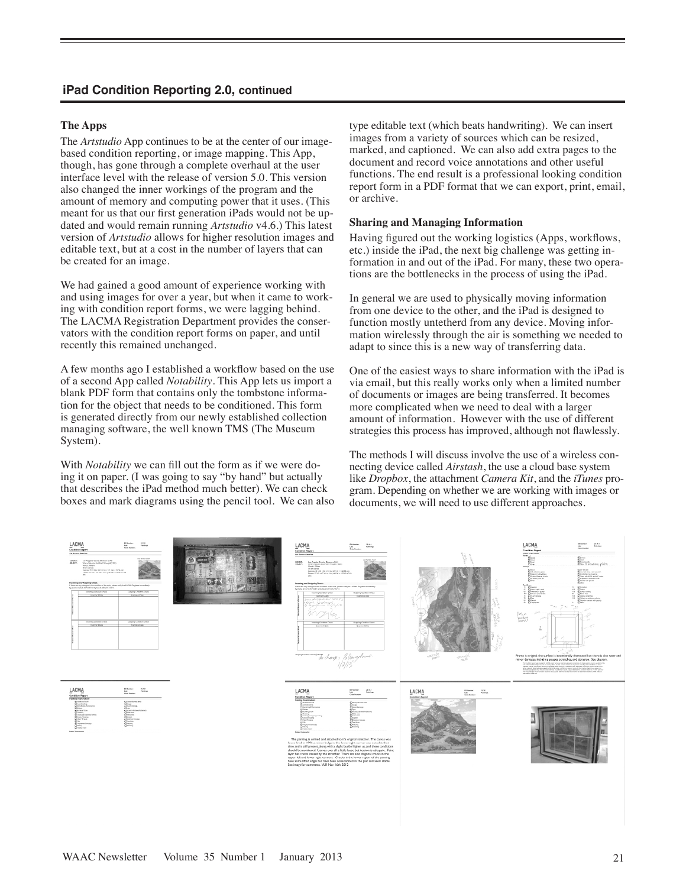## iPad Condition Reporting 2.0, continued

### The Apps

The *Artstudio* App continues to be at the center of our image-based condition reporting, or image mapping. This App, though, has gone through a complete overhaul at the user interface level with the release of version 5.0. This version also changed the inner workings of the program and the amount of memory and computing power that it uses. (This meant for us that our first generation iPads would not be updated and would remain running *Artstudio* v4.6.) This latest version of *Artstudio* allows for higher resolution images and editable text, but at a cost in the number of layers that can be created for an image.

We had gained a good amount of experience working with and using images for over a year, but when it came to working with condition report forms, we were lagging behind. The LACMA Registration Department provides the conservators with the condition report forms on paper, and until recently this remained unchanged.

A few months ago I established a workflow based on the use of a second App called *Notability*. This App lets us import a blank PDF form that contains only the tombstone information for the object that needs to be conditioned. This form is generated directly from our newly established collection managing software, the well known TMS (The Museum System).

With *Notability* we can fill out the form as if we were doing it on paper. (I was going to say "by hand" but actually that describes the iPad method much better). We can check boxes and mark diagrams using the pencil tool. We can also type editable text (which beats handwriting). We can insert images from a variety of sources which can be resized, marked, and captioned. We can also add extra pages to the document and record voice annotations and other useful functions. The end result is a professional looking condition report form in a PDF format that we can export, print, email, or archive.

### Sharing and Managing Information

Having figured out the working logistics (Apps, workflows, etc.) inside the iPad, the next big challenge was getting information in and out of the iPad. For many, these two operations are the bottlenecks in the process of using the iPad.

In general we are used to physically moving information from one device to the other, and the iPad is designed to function mostly untetherd from any device. Moving information wirelessly through the air is something we needed to adapt to since this is a new way of transferring data.

One of the easiest ways to share information with the iPad is via email, but this really works only when a limited number of documents or images are being transferred. It becomes more complicated when we need to deal with a larger amount of information. However with the use of different strategies this process has improved, although not flawlessly.

The methods I will discuss involve the use of a wireless connecting device called *Airstash*, the use a cloud base system like *Dropbox*, the attachment *Camera Kit*, and the *iTunes* program. Depending on whether we are working with images or documents, we will need to use different approaches.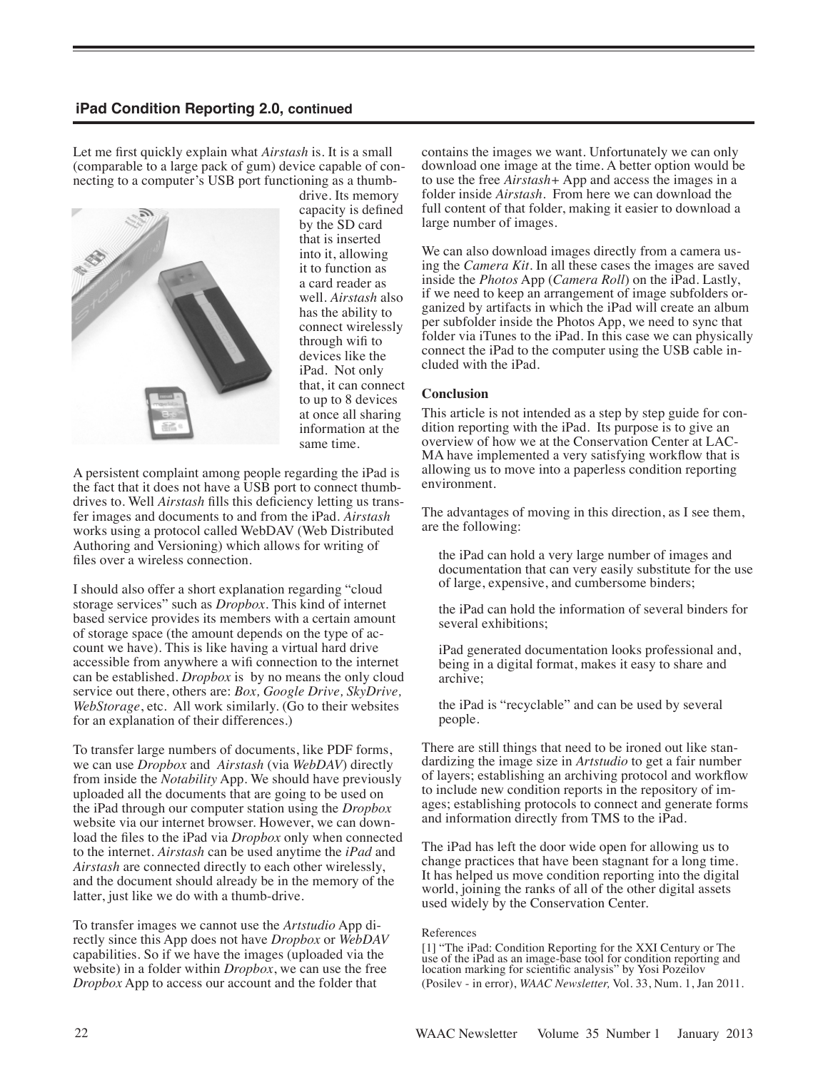## iPad Condition Reporting 2.0, continued

Let me first quickly explain what *Airstash* is. It is a small (comparable to a large pack of gum) device capable of connecting to a computer's USB port functioning as a thumb-drive. Its memory capacity is defined by the SD card that is inserted into it, allowing it to function as a card reader as well. *Airstash* also has the ability to connect wirelessly through wifi to devices like the iPad. Not only that, it can connect to up to 8 devices at once all sharing information at the same time.

A persistent complaint among people regarding the iPad is the fact that it does not have a USB port to connect thumb-drives to. Well *Airstash* fills this deficiency letting us transfer images and documents to and from the iPad. *Airstash* works using a protocol called WebDAV (Web Distributed Authoring and Versioning) which allows for writing of files over a wireless connection.

I should also offer a short explanation regarding "cloud storage services" such as *Dropbox*. This kind of internet based service provides its members with a certain amount of storage space (the amount depends on the type of account we have). This is like having a virtual hard drive accessible from anywhere a wifi connection to the internet can be established. *Dropbox* is by no means the only cloud service out there, others are: *Box, Google Drive, SkyDrive, WebStorage*, etc. All work similarly. (Go to their websites for an explanation of their differences.)

To transfer large numbers of documents, like PDF forms, we can use *Dropbox* and *Airstash* (via *WebDAV*) directly from inside the *Notability* App. We should have previously uploaded all the documents that are going to be used on the iPad through our computer station using the *Dropbox* website via our internet browser. However, we can download the files to the iPad via *Dropbox* only when connected to the internet. *Airstash* can be used anytime the *iPad* and *Airstash* are connected directly to each other wirelessly, and the document should already be in the memory of the latter, just like we do with a thumb-drive.

To transfer images we cannot use the *Artstudio* App directly since this App does not have *Dropbox* or *WebDAV* capabilities. So if we have the images (uploaded via the website) in a folder within *Dropbox*, we can use the free *Dropbox* App to access our account and the folder that contains the images we want. Unfortunately we can only download one image at the time. A better option would be to use the free *Airstash+* App and access the images in a folder inside *Airstash*. From here we can download the full content of that folder, making it easier to download a large number of images.

We can also download images directly from a camera using the *Camera Kit*. In all these cases the images are saved inside the *Photos* App (*Camera Roll*) on the iPad. Lastly, if we need to keep an arrangement of image subfolders organized by artifacts in which the iPad will create an album per subfolder inside the Photos App, we need to sync that folder via iTunes to the iPad. In this case we can physically connect the iPad to the computer using the USB cable included with the iPad.

### Conclusion

This article is not intended as a step by step guide for condition reporting with the iPad. Its purpose is to give an overview of how we at the Conservation Center at LACMA have implemented a very satisfying workflow that is allowing us to move into a paperless condition reporting environment.

The advantages of moving in this direction, as I see them, are the following:

- the iPad can hold a very large number of images and documentation that can very easily substitute for the use of large, expensive, and cumbersome binders;
- the iPad can hold the information of several binders for several exhibitions;
- iPad generated documentation looks professional and, being in a digital format, makes it easy to share and archive;
- the iPad is "recyclable" and can be used by several people.

There are still things that need to be ironed out like standardizing the image size in *Artstudio* to get a fair number of layers; establishing an archiving protocol and workflow to include new condition reports in the repository of images; establishing protocols to connect and generate forms and information directly from TMS to the iPad.

The iPad has left the door wide open for allowing us to change practices that have been stagnant for a long time. It has helped us move condition reporting into the digital world, joining the ranks of all of the other digital assets used widely by the Conservation Center.

References

[1] "The iPad: Condition Reporting for the XXI Century or The use of the iPad as an image-base tool for condition reporting and location marking for scientific analysis" by Yosi Pozeilov (Posilev - in error), *WAAC Newsletter,* Vol. 33, Num. 1, Jan 2011.